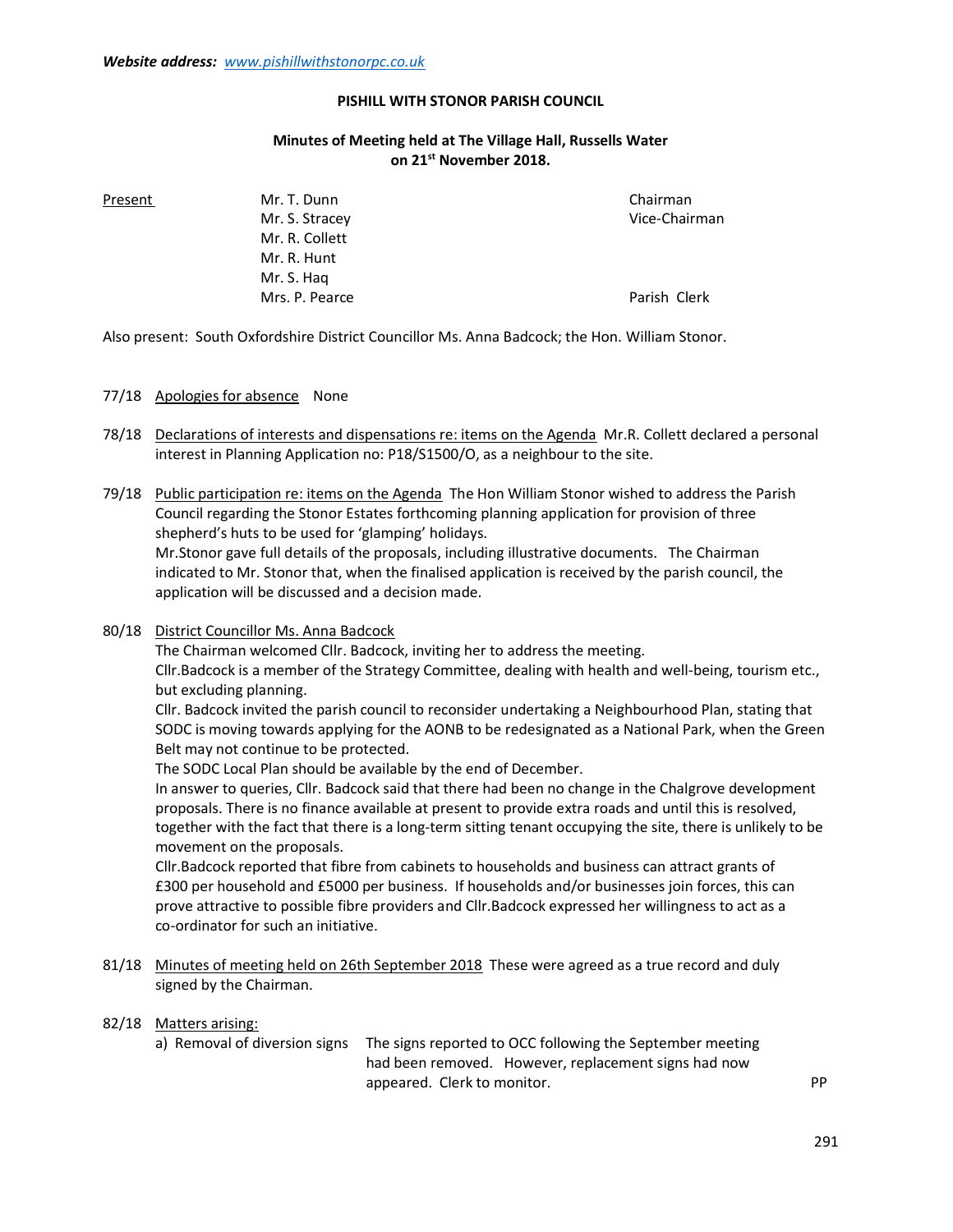***Website address:*** *[www.pishillwithstonorpc.co.uk](http://www.pishillwithstonorpc.co.uk)*

# PISHILL WITH STONOR PARISH COUNCIL

## Minutes of Meeting held at The Village Hall, Russells Water on 21st November 2018.

| Present | | |
|---|---|---|
| | Mr. T. Dunn | Chairman |
| | Mr. S. Stracey | Vice-Chairman |
| | Mr. R. Collett | |
| | Mr. R. Hunt | |
| | Mr. S. Haq | |
| | Mrs. P. Pearce | Parish Clerk |

Also present: South Oxfordshire District Councillor Ms. Anna Badcock; the Hon. William Stonor.

77/18 Apologies for absence None

78/18 Declarations of interests and dispensations re: items on the Agenda Mr.R. Collett declared a personal interest in Planning Application no: P18/S1500/O, as a neighbour to the site.

79/18 Public participation re: items on the Agenda The Hon William Stonor wished to address the Parish Council regarding the Stonor Estates forthcoming planning application for provision of three shepherd's huts to be used for 'glamping' holidays.
Mr.Stonor gave full details of the proposals, including illustrative documents. The Chairman indicated to Mr. Stonor that, when the finalised application is received by the parish council, the application will be discussed and a decision made.

80/18 District Councillor Ms. Anna Badcock
The Chairman welcomed Cllr. Badcock, inviting her to address the meeting.
Cllr.Badcock is a member of the Strategy Committee, dealing with health and well-being, tourism etc., but excluding planning.
Cllr. Badcock invited the parish council to reconsider undertaking a Neighbourhood Plan, stating that SODC is moving towards applying for the AONB to be redesignated as a National Park, when the Green Belt may not continue to be protected.
The SODC Local Plan should be available by the end of December.
In answer to queries, Cllr. Badcock said that there had been no change in the Chalgrove development proposals. There is no finance available at present to provide extra roads and until this is resolved, together with the fact that there is a long-term sitting tenant occupying the site, there is unlikely to be movement on the proposals.
Cllr.Badcock reported that fibre from cabinets to households and business can attract grants of £300 per household and £5000 per business. If households and/or businesses join forces, this can prove attractive to possible fibre providers and Cllr.Badcock expressed her willingness to act as a co-ordinator for such an initiative.

81/18 Minutes of meeting held on 26th September 2018 These were agreed as a true record and duly signed by the Chairman.

82/18 Matters arising:

| | | |
|---|---|---|
| a) Removal of diversion signs | The signs reported to OCC following the September meeting had been removed. However, replacement signs had now appeared. Clerk to monitor. | PP |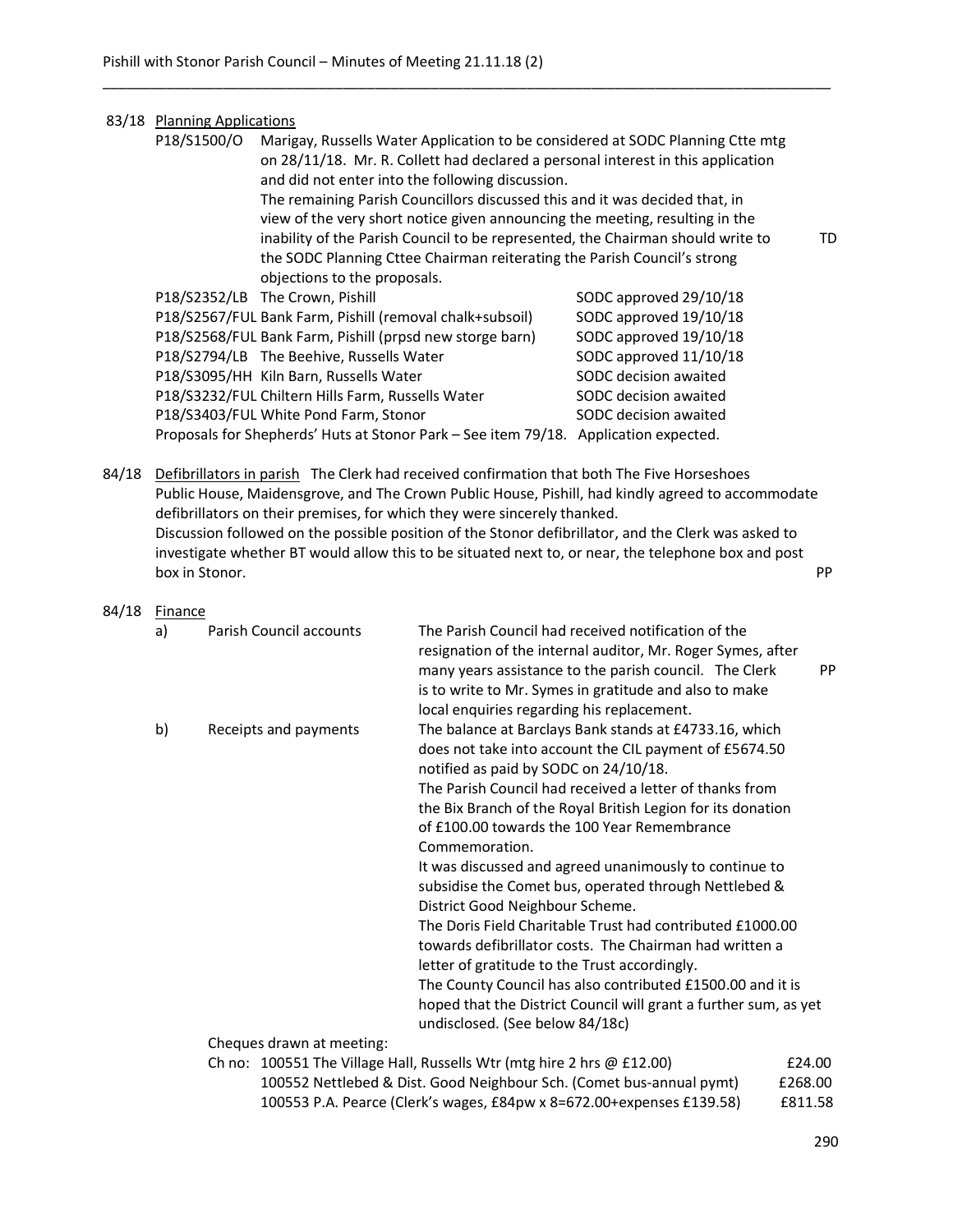83/18 Planning Applications

P18/S1500/O Marigay, Russells Water Application to be considered at SODC Planning Ctte mtg on 28/11/18. Mr. R. Collett had declared a personal interest in this application and did not enter into the following discussion.
The remaining Parish Councillors discussed this and it was decided that, in view of the very short notice given announcing the meeting, resulting in the inability of the Parish Council to be represented, the Chairman should write to the SODC Planning Cttee Chairman reiterating the Parish Council's strong objections to the proposals. TD

| Application | Site | Status |
|---|---|---|
| P18/S2352/LB | The Crown, Pishill | SODC approved 29/10/18 |
| P18/S2567/FUL | Bank Farm, Pishill (removal chalk+subsoil) | SODC approved 19/10/18 |
| P18/S2568/FUL | Bank Farm, Pishill (prpsd new storge barn) | SODC approved 19/10/18 |
| P18/S2794/LB | The Beehive, Russells Water | SODC approved 11/10/18 |
| P18/S3095/HH | Kiln Barn, Russells Water | SODC decision awaited |
| P18/S3232/FUL | Chiltern Hills Farm, Russells Water | SODC decision awaited |
| P18/S3403/FUL | White Pond Farm, Stonor | SODC decision awaited |

Proposals for Shepherds' Huts at Stonor Park – See item 79/18. Application expected.

84/18 Defibrillators in parish The Clerk had received confirmation that both The Five Horseshoes Public House, Maidensgrove, and The Crown Public House, Pishill, had kindly agreed to accommodate defibrillators on their premises, for which they were sincerely thanked.
Discussion followed on the possible position of the Stonor defibrillator, and the Clerk was asked to investigate whether BT would allow this to be situated next to, or near, the telephone box and post box in Stonor. PP

84/18 Finance

a) Parish Council accounts — The Parish Council had received notification of the resignation of the internal auditor, Mr. Roger Symes, after many years assistance to the parish council. The Clerk is to write to Mr. Symes in gratitude and also to make local enquiries regarding his replacement. PP

b) Receipts and payments — The balance at Barclays Bank stands at £4733.16, which does not take into account the CIL payment of £5674.50 notified as paid by SODC on 24/10/18.
The Parish Council had received a letter of thanks from the Bix Branch of the Royal British Legion for its donation of £100.00 towards the 100 Year Remembrance Commemoration.
It was discussed and agreed unanimously to continue to subsidise the Comet bus, operated through Nettlebed & District Good Neighbour Scheme.
The Doris Field Charitable Trust had contributed £1000.00 towards defibrillator costs. The Chairman had written a letter of gratitude to the Trust accordingly.
The County Council has also contributed £1500.00 and it is hoped that the District Council will grant a further sum, as yet undisclosed. (See below 84/18c)

Cheques drawn at meeting:

| Ch no: | | |
|---|---|---|
| 100551 | The Village Hall, Russells Wtr (mtg hire 2 hrs @ £12.00) | £24.00 |
| 100552 | Nettlebed & Dist. Good Neighbour Sch. (Comet bus-annual pymt) | £268.00 |
| 100553 | P.A. Pearce (Clerk's wages, £84pw x 8=672.00+expenses £139.58) | £811.58 |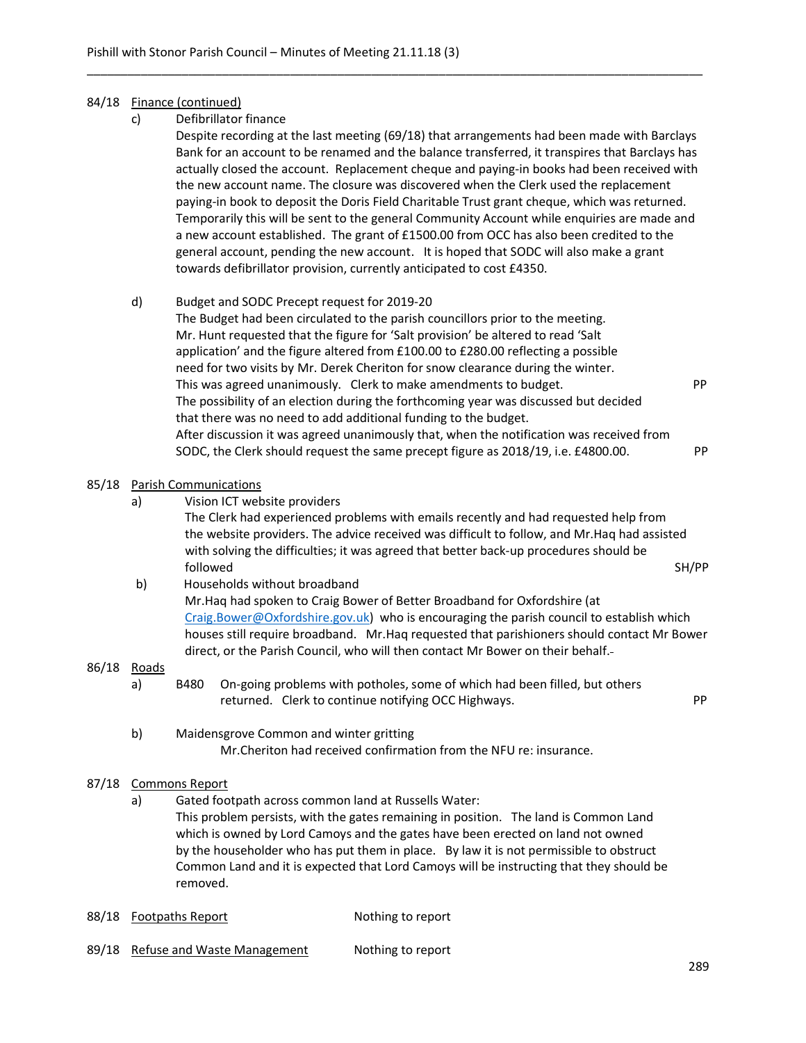84/18 Finance (continued)

c) Defibrillator finance

Despite recording at the last meeting (69/18) that arrangements had been made with Barclays Bank for an account to be renamed and the balance transferred, it transpires that Barclays has actually closed the account. Replacement cheque and paying-in books had been received with the new account name. The closure was discovered when the Clerk used the replacement paying-in book to deposit the Doris Field Charitable Trust grant cheque, which was returned. Temporarily this will be sent to the general Community Account while enquiries are made and a new account established. The grant of £1500.00 from OCC has also been credited to the general account, pending the new account. It is hoped that SODC will also make a grant towards defibrillator provision, currently anticipated to cost £4350.

d) Budget and SODC Precept request for 2019-20

The Budget had been circulated to the parish councillors prior to the meeting. Mr. Hunt requested that the figure for 'Salt provision' be altered to read 'Salt application' and the figure altered from £100.00 to £280.00 reflecting a possible need for two visits by Mr. Derek Cheriton for snow clearance during the winter. This was agreed unanimously. Clerk to make amendments to budget. **PP**

The possibility of an election during the forthcoming year was discussed but decided that there was no need to add additional funding to the budget.

After discussion it was agreed unanimously that, when the notification was received from SODC, the Clerk should request the same precept figure as 2018/19, i.e. £4800.00. **PP**

85/18 Parish Communications

a) Vision ICT website providers

The Clerk had experienced problems with emails recently and had requested help from the website providers. The advice received was difficult to follow, and Mr.Haq had assisted with solving the difficulties; it was agreed that better back-up procedures should be followed **SH/PP**

b) Households without broadband

Mr.Haq had spoken to Craig Bower of Better Broadband for Oxfordshire (at Craig.Bower@Oxfordshire.gov.uk) who is encouraging the parish council to establish which houses still require broadband. Mr.Haq requested that parishioners should contact Mr Bower direct, or the Parish Council, who will then contact Mr Bower on their behalf.

86/18 Roads

a) B480 On-going problems with potholes, some of which had been filled, but others returned. Clerk to continue notifying OCC Highways. **PP**

b) Maidensgrove Common and winter gritting

Mr.Cheriton had received confirmation from the NFU re: insurance.

87/18 Commons Report

a) Gated footpath across common land at Russells Water:

This problem persists, with the gates remaining in position. The land is Common Land which is owned by Lord Camoys and the gates have been erected on land not owned by the householder who has put them in place. By law it is not permissible to obstruct Common Land and it is expected that Lord Camoys will be instructing that they should be removed.

88/18 Footpaths Report — Nothing to report

89/18 Refuse and Waste Management — Nothing to report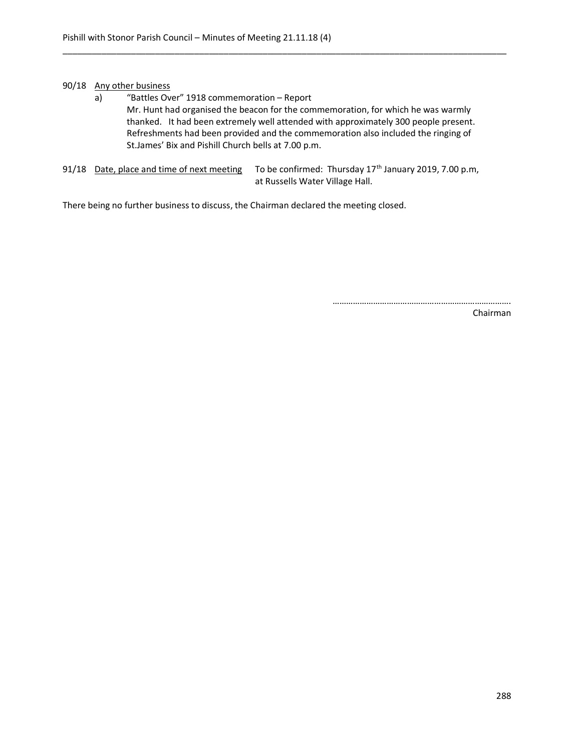90/18 <u>Any other business</u>

a) "Battles Over" 1918 commemoration – Report

Mr. Hunt had organised the beacon for the commemoration, for which he was warmly thanked. It had been extremely well attended with approximately 300 people present. Refreshments had been provided and the commemoration also included the ringing of St.James' Bix and Pishill Church bells at 7.00 p.m.

91/18 <u>Date, place and time of next meeting</u> To be confirmed: Thursday 17th January 2019, 7.00 p.m, at Russells Water Village Hall.

There being no further business to discuss, the Chairman declared the meeting closed.

…………………………………………………………………….

Chairman